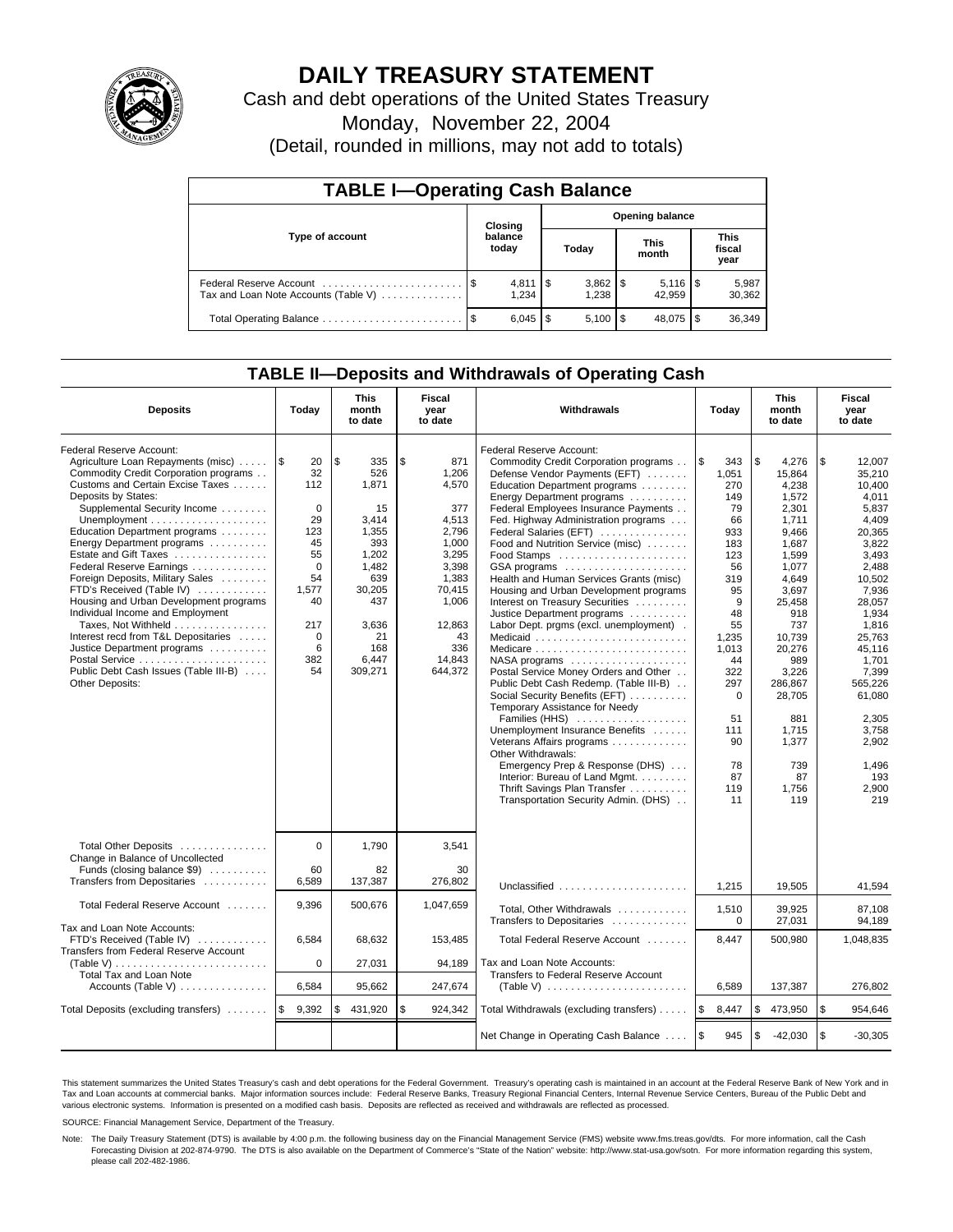# DAILY TREASURY STATEMENT

Cash and debt operations of the United States Treasury

Monday, November 22, 2004

(Detail, rounded in millions, may not add to totals)

## TABLE I—Operating Cash Balance

| Type of account | Closing balance today | Opening balance Today | Opening balance This month | Opening balance This fiscal year |
|---|---|---|---|---|
| Federal Reserve Account | $ 4,811 | $ 3,862 | $ 5,116 | $ 5,987 |
| Tax and Loan Note Accounts (Table V) | 1,234 | 1,238 | 42,959 | 30,362 |
| Total Operating Balance | $ 6,045 | $ 5,100 | $ 48,075 | $ 36,349 |

## TABLE II—Deposits and Withdrawals of Operating Cash

| Deposits | Today | This month to date | Fiscal year to date | Withdrawals | Today | This month to date | Fiscal year to date |
|---|---|---|---|---|---|---|---|
| Federal Reserve Account: | | | | Federal Reserve Account: | | | |
| Agriculture Loan Repayments (misc) | $ 20 | $ 335 | $ 871 | Commodity Credit Corporation programs | $ 343 | $ 4,276 | $ 12,007 |
| Commodity Credit Corporation programs | 32 | 526 | 1,206 | Defense Vendor Payments (EFT) | 1,051 | 15,864 | 35,210 |
| Customs and Certain Excise Taxes | 112 | 1,871 | 4,570 | Education Department programs | 270 | 4,238 | 10,400 |
| Deposits by States: | | | | Energy Department programs | 149 | 1,572 | 4,011 |
| Supplemental Security Income | 0 | 15 | 377 | Federal Employees Insurance Payments | 79 | 2,301 | 5,837 |
| Unemployment | 29 | 3,414 | 4,513 | Fed. Highway Administration programs | 66 | 1,711 | 4,409 |
| Education Department programs | 123 | 1,355 | 2,796 | Federal Salaries (EFT) | 933 | 9,466 | 20,365 |
| Energy Department programs | 45 | 393 | 1,000 | Food and Nutrition Service (misc) | 183 | 1,687 | 3,822 |
| Estate and Gift Taxes | 55 | 1,202 | 3,295 | Food Stamps | 123 | 1,599 | 3,493 |
| Federal Reserve Earnings | 0 | 1,482 | 3,398 | GSA programs | 56 | 1,077 | 2,488 |
| Foreign Deposits, Military Sales | 54 | 639 | 1,383 | Health and Human Services Grants (misc) | 319 | 4,649 | 10,502 |
| FTD's Received (Table IV) | 1,577 | 30,205 | 70,415 | Housing and Urban Development programs | 95 | 3,697 | 7,936 |
| Housing and Urban Development programs | 40 | 437 | 1,006 | Interest on Treasury Securities | 9 | 25,458 | 28,057 |
| Individual Income and Employment | | | | Justice Department programs | 48 | 918 | 1,934 |
| Taxes, Not Withheld | 217 | 3,636 | 12,863 | Labor Dept. prgms (excl. unemployment) | 55 | 737 | 1,816 |
| Interest recd from T&L Depositaries | 0 | 21 | 43 | Medicaid | 1,235 | 10,739 | 25,763 |
| Justice Department programs | 6 | 168 | 336 | Medicare | 1,013 | 20,276 | 45,116 |
| Postal Service | 382 | 6,447 | 14,843 | NASA programs | 44 | 989 | 1,701 |
| Public Debt Cash Issues (Table III-B) | 54 | 309,271 | 644,372 | Postal Service Money Orders and Other | 322 | 3,226 | 7,399 |
| Other Deposits: | | | | Public Debt Cash Redemp. (Table III-B) | 297 | 286,867 | 565,226 |
| | | | | Social Security Benefits (EFT) | 0 | 28,705 | 61,080 |
| | | | | Temporary Assistance for Needy Families (HHS) | 51 | 881 | 2,305 |
| | | | | Unemployment Insurance Benefits | 111 | 1,715 | 3,758 |
| | | | | Veterans Affairs programs | 90 | 1,377 | 2,902 |
| | | | | Other Withdrawals: | | | |
| | | | | Emergency Prep & Response (DHS) | 78 | 739 | 1,496 |
| | | | | Interior: Bureau of Land Mgmt. | 87 | 87 | 193 |
| | | | | Thrift Savings Plan Transfer | 119 | 1,756 | 2,900 |
| | | | | Transportation Security Admin. (DHS) | 11 | 119 | 219 |
| Total Other Deposits | 0 | 1,790 | 3,541 | | | | |
| Change in Balance of Uncollected Funds (closing balance $9) | 60 | 82 | 30 | | | | |
| Transfers from Depositaries | 6,589 | 137,387 | 276,802 | Unclassified | 1,215 | 19,505 | 41,594 |
| Total Federal Reserve Account | 9,396 | 500,676 | 1,047,659 | Total, Other Withdrawals | 1,510 | 39,925 | 87,108 |
| | | | | Transfers to Depositaries | 0 | 27,031 | 94,189 |
| Tax and Loan Note Accounts: | | | | Total Federal Reserve Account | 8,447 | 500,980 | 1,048,835 |
| FTD's Received (Table IV) | 6,584 | 68,632 | 153,485 | | | | |
| Transfers from Federal Reserve Account (Table V) | 0 | 27,031 | 94,189 | Tax and Loan Note Accounts: | | | |
| Total Tax and Loan Note Accounts (Table V) | 6,584 | 95,662 | 247,674 | Transfers to Federal Reserve Account (Table V) | 6,589 | 137,387 | 276,802 |
| Total Deposits (excluding transfers) | $ 9,392 | $ 431,920 | $ 924,342 | Total Withdrawals (excluding transfers) | $ 8,447 | $ 473,950 | $ 954,646 |
| | | | | Net Change in Operating Cash Balance | $ 945 | $ -42,030 | $ -30,305 |

This statement summarizes the United States Treasury's cash and debt operations for the Federal Government. Treasury's operating cash is maintained in an account at the Federal Reserve Bank of New York and in Tax and Loan accounts at commercial banks. Major information sources include: Federal Reserve Banks, Treasury Regional Financial Centers, Internal Revenue Service Centers, Bureau of the Public Debt and various electronic systems. Information is presented on a modified cash basis. Deposits are reflected as received and withdrawals are reflected as processed.

SOURCE: Financial Management Service, Department of the Treasury.

Note: The Daily Treasury Statement (DTS) is available by 4:00 p.m. the following business day on the Financial Management Service (FMS) website www.fms.treas.gov/dts. For more information, call the Cash Forecasting Division at 202-874-9790. The DTS is also available on the Department of Commerce's "State of the Nation" website: http://www.stat-usa.gov/sotn. For more information regarding this system, please call 202-482-1986.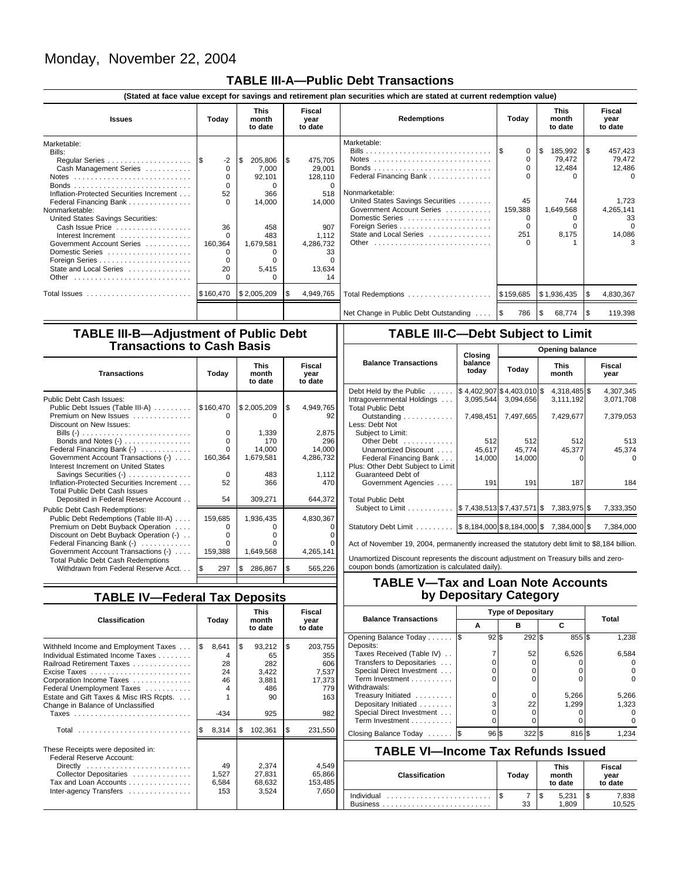# Monday, November 22, 2004

## TABLE III-A—Public Debt Transactions

(Stated at face value except for savings and retirement plan securities which are stated at current redemption value)

| Issues | Today | This month to date | Fiscal year to date |
|---|---|---|---|
| Marketable: | | | |
| Bills: | | | |
| Regular Series | $ -2 | $ 205,806 | $ 475,705 |
| Cash Management Series | 0 | 7,000 | 29,001 |
| Notes | 0 | 92,101 | 128,110 |
| Bonds | 0 | 0 | 0 |
| Inflation-Protected Securities Increment | 52 | 366 | 518 |
| Federal Financing Bank | 0 | 14,000 | 14,000 |
| Nonmarketable: | | | |
| United States Savings Securities: | | | |
| Cash Issue Price | 36 | 458 | 907 |
| Interest Increment | 0 | 483 | 1,112 |
| Government Account Series | 160,364 | 1,679,581 | 4,286,732 |
| Domestic Series | 0 | 0 | 33 |
| Foreign Series | 0 | 0 | 0 |
| State and Local Series | 20 | 5,415 | 13,634 |
| Other | 0 | 0 | 14 |
| Total Issues | $160,470 | $2,005,209 | $ 4,949,765 |

| Redemptions | Today | This month to date | Fiscal year to date |
|---|---|---|---|
| Marketable: | | | |
| Bills | $ 0 | $ 185,992 | $ 457,423 |
| Notes | 0 | 79,472 | 79,472 |
| Bonds | 0 | 12,484 | 12,486 |
| Federal Financing Bank | 0 | 0 | 0 |
| Nonmarketable: | | | |
| United States Savings Securities | 45 | 744 | 1,723 |
| Government Account Series | 159,388 | 1,649,568 | 4,265,141 |
| Domestic Series | 0 | 0 | 33 |
| Foreign Series | 0 | 0 | 0 |
| State and Local Series | 251 | 8,175 | 14,086 |
| Other | 0 | 1 | 3 |
| Total Redemptions | $159,685 | $1,936,435 | $ 4,830,367 |
| Net Change in Public Debt Outstanding | $ 786 | $ 68,774 | $ 119,398 |

## TABLE III-B—Adjustment of Public Debt Transactions to Cash Basis

| Transactions | Today | This month to date | Fiscal year to date |
|---|---|---|---|
| Public Debt Cash Issues: | | | |
| Public Debt Issues (Table III-A) | $160,470 | $2,005,209 | $ 4,949,765 |
| Premium on New Issues | 0 | 0 | 92 |
| Discount on New Issues: | | | |
| Bills (-) | 0 | 1,339 | 2,875 |
| Bonds and Notes (-) | 0 | 170 | 296 |
| Federal Financing Bank (-) | 0 | 14,000 | 14,000 |
| Government Account Transactions (-) | 160,364 | 1,679,581 | 4,286,732 |
| Interest Increment on United States Savings Securities (-) | 0 | 483 | 1,112 |
| Inflation-Protected Securities Increment | 52 | 366 | 470 |
| Total Public Debt Cash Issues Deposited in Federal Reserve Account | 54 | 309,271 | 644,372 |
| Public Debt Cash Redemptions: | | | |
| Public Debt Redemptions (Table III-A) | 159,685 | 1,936,435 | 4,830,367 |
| Premium on Debt Buyback Operation | 0 | 0 | 0 |
| Discount on Debt Buyback Operation (-) | 0 | 0 | 0 |
| Federal Financing Bank (-) | 0 | 0 | 0 |
| Government Account Transactions (-) | 159,388 | 1,649,568 | 4,265,141 |
| Total Public Debt Cash Redemptions Withdrawn from Federal Reserve Acct. | $ 297 | $ 286,867 | $ 565,226 |

## TABLE III-C—Debt Subject to Limit

| Balance Transactions | Closing balance today | Opening balance Today | Opening balance This month | Opening balance Fiscal year |
|---|---|---|---|---|
| Debt Held by the Public | $ 4,402,907 | $ 4,403,010 | $ 4,318,485 | $ 4,307,345 |
| Intragovernmental Holdings | 3,095,544 | 3,094,656 | 3,111,192 | 3,071,708 |
| Total Public Debt Outstanding | 7,498,451 | 7,497,665 | 7,429,677 | 7,379,053 |
| Less: Debt Not Subject to Limit: | | | | |
| Other Debt | 512 | 512 | 512 | 513 |
| Unamortized Discount | 45,617 | 45,774 | 45,377 | 45,374 |
| Federal Financing Bank | 14,000 | 14,000 | 0 | 0 |
| Plus: Other Debt Subject to Limit Guaranteed Debt of Government Agencies | 191 | 191 | 187 | 184 |
| Total Public Debt Subject to Limit | $ 7,438,513 | $ 7,437,571 | $ 7,383,975 | $ 7,333,350 |
| Statutory Debt Limit | $ 8,184,000 | $ 8,184,000 | $ 7,384,000 | $ 7,384,000 |

Act of November 19, 2004, permanently increased the statutory debt limit to $8,184 billion.

Unamortized Discount represents the discount adjustment on Treasury bills and zero-coupon bonds (amortization is calculated daily).

## TABLE IV—Federal Tax Deposits

| Classification | Today | This month to date | Fiscal year to date |
|---|---|---|---|
| Withheld Income and Employment Taxes | $ 8,641 | $ 93,212 | $ 203,755 |
| Individual Estimated Income Taxes | 4 | 65 | 355 |
| Railroad Retirement Taxes | 28 | 282 | 606 |
| Excise Taxes | 24 | 3,422 | 7,537 |
| Corporation Income Taxes | 46 | 3,881 | 17,373 |
| Federal Unemployment Taxes | 4 | 486 | 779 |
| Estate and Gift Taxes & Misc IRS Rcpts. | 1 | 90 | 163 |
| Change in Balance of Unclassified Taxes | -434 | 925 | 982 |
| Total | $ 8,314 | $ 102,361 | $ 231,550 |
| These Receipts were deposited in: | | | |
| Federal Reserve Account: | | | |
| Directly | 49 | 2,374 | 4,549 |
| Collector Depositaries | 1,527 | 27,831 | 65,866 |
| Tax and Loan Accounts | 6,584 | 68,632 | 153,485 |
| Inter-agency Transfers | 153 | 3,524 | 7,650 |

## TABLE V—Tax and Loan Note Accounts by Depositary Category

| Balance Transactions | Type of Depositary A | B | C | Total |
|---|---|---|---|---|
| Opening Balance Today | $ 92 | $ 292 | $ 855 | $ 1,238 |
| Deposits: | | | | |
| Taxes Received (Table IV) | 7 | 52 | 6,526 | 6,584 |
| Transfers to Depositaries | 0 | 0 | 0 | 0 |
| Special Direct Investment | 0 | 0 | 0 | 0 |
| Term Investment | 0 | 0 | 0 | 0 |
| Withdrawals: | | | | |
| Treasury Initiated | 0 | 0 | 5,266 | 5,266 |
| Depositary Initiated | 3 | 22 | 1,299 | 1,323 |
| Special Direct Investment | 0 | 0 | 0 | 0 |
| Term Investment | 0 | 0 | 0 | 0 |
| Closing Balance Today | $ 96 | $ 322 | $ 816 | $ 1,234 |

## TABLE VI—Income Tax Refunds Issued

| Classification | Today | This month to date | Fiscal year to date |
|---|---|---|---|
| Individual | $ 7 | $ 5,231 | $ 7,838 |
| Business | 33 | 1,809 | 10,525 |